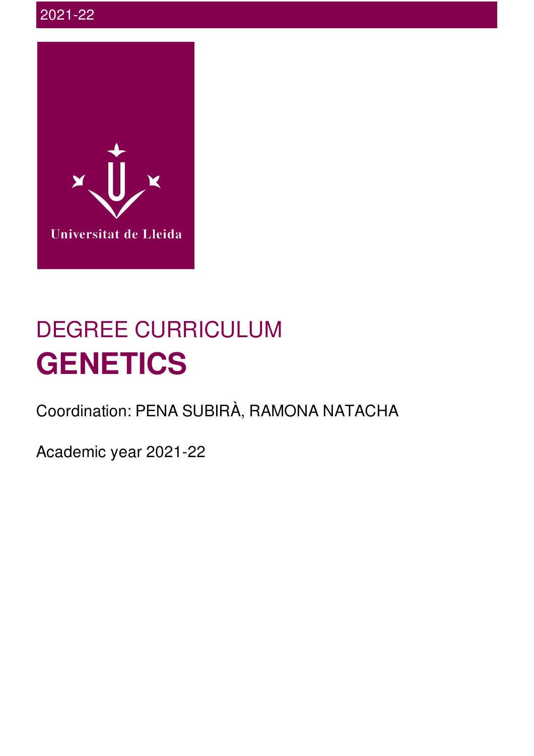2021-22

Universitat de Lleida

# DEGREE CURRICULUM
# GENETICS

Coordination: PENA SUBIRÀ, RAMONA NATACHA

Academic year 2021-22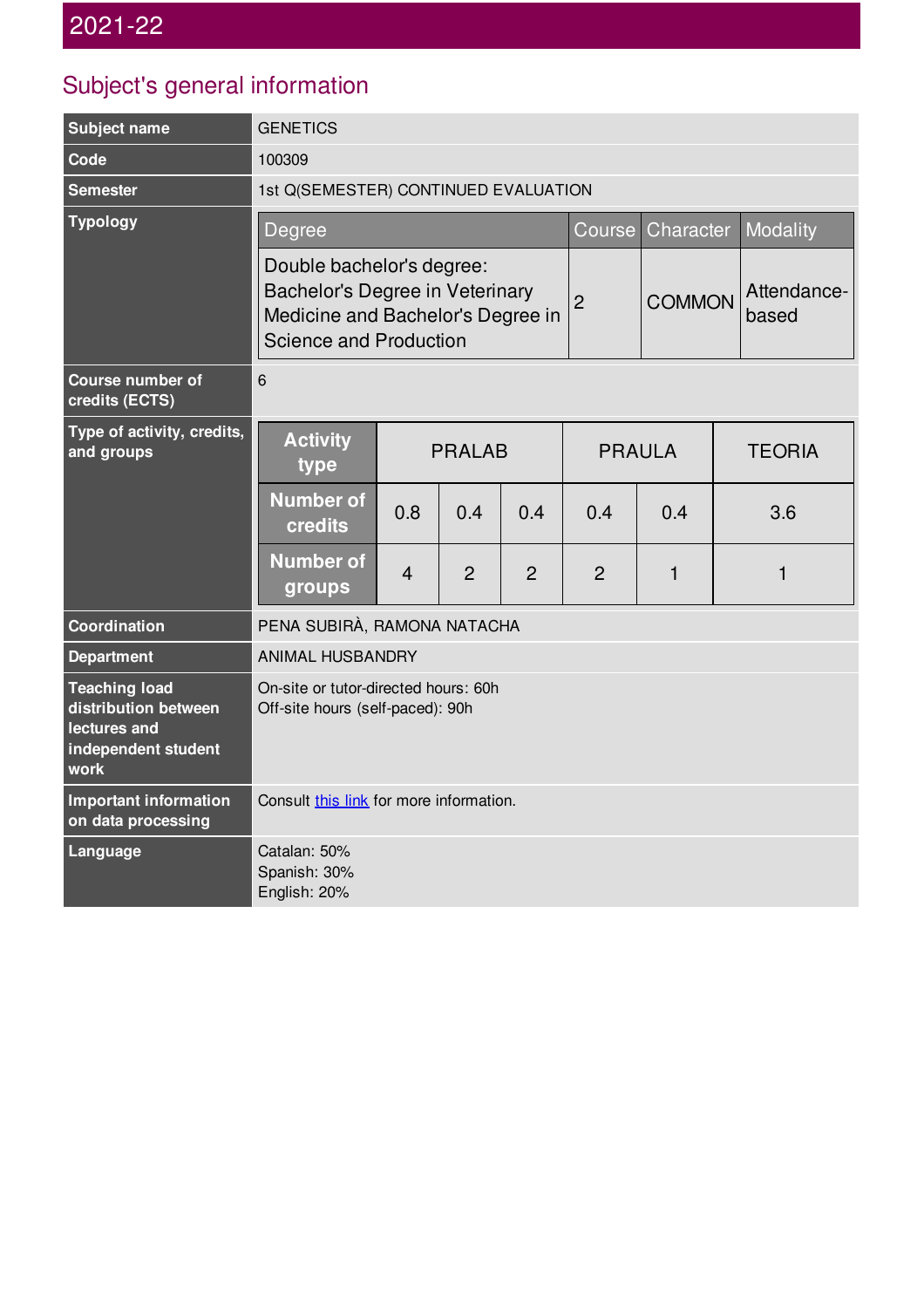# 2021-22

## Subject's general information

| | |
|---|---|
| **Subject name** | GENETICS |
| **Code** | 100309 |
| **Semester** | 1st Q(SEMESTER) CONTINUED EVALUATION |
| **Typology** | Degree: Double bachelor's degree: Bachelor's Degree in Veterinary Medicine and Bachelor's Degree in Science and Production; Course: 2; Character: COMMON; Modality: Attendance-based |
| **Course number of credits (ECTS)** | 6 |
| **Type of activity, credits, and groups** | See table below |
| **Coordination** | PENA SUBIRÀ, RAMONA NATACHA |
| **Department** | ANIMAL HUSBANDRY |
| **Teaching load distribution between lectures and independent student work** | On-site or tutor-directed hours: 60h<br>Off-site hours (self-paced): 90h |
| **Important information on data processing** | Consult this link for more information. |
| **Language** | Catalan: 50%<br>Spanish: 30%<br>English: 20% |

**Typology**

| Degree | Course | Character | Modality |
|---|---|---|---|
| Double bachelor's degree: Bachelor's Degree in Veterinary Medicine and Bachelor's Degree in Science and Production | 2 | COMMON | Attendance-based |

**Type of activity, credits, and groups**

| Activity type | PRALAB | | | PRAULA | | TEORIA |
|---|---|---|---|---|---|---|
| Number of credits | 0.8 | 0.4 | 0.4 | 0.4 | 0.4 | 3.6 |
| Number of groups | 4 | 2 | 2 | 2 | 1 | 1 |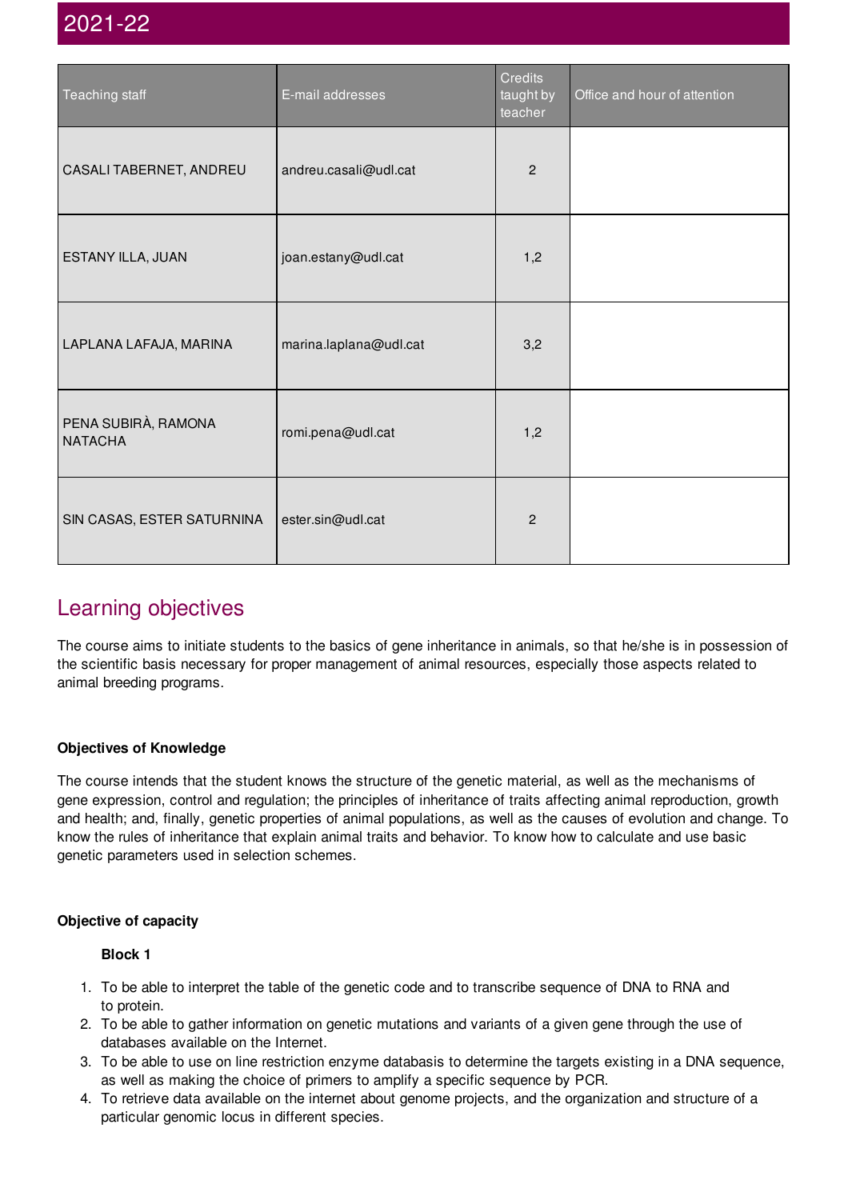## 2021-22

| Teaching staff | E-mail addresses | Credits taught by teacher | Office and hour of attention |
|---|---|---|---|
| CASALI TABERNET, ANDREU | andreu.casali@udl.cat | 2 | |
| ESTANY ILLA, JUAN | joan.estany@udl.cat | 1,2 | |
| LAPLANA LAFAJA, MARINA | marina.laplana@udl.cat | 3,2 | |
| PENA SUBIRÀ, RAMONA NATACHA | romi.pena@udl.cat | 1,2 | |
| SIN CASAS, ESTER SATURNINA | ester.sin@udl.cat | 2 | |

## Learning objectives

The course aims to initiate students to the basics of gene inheritance in animals, so that he/she is in possession of the scientific basis necessary for proper management of animal resources, especially those aspects related to animal breeding programs.

**Objectives of Knowledge**

The course intends that the student knows the structure of the genetic material, as well as the mechanisms of gene expression, control and regulation; the principles of inheritance of traits affecting animal reproduction, growth and health; and, finally, genetic properties of animal populations, as well as the causes of evolution and change. To know the rules of inheritance that explain animal traits and behavior. To know how to calculate and use basic genetic parameters used in selection schemes.

**Objective of capacity**

**Block 1**

1. To be able to interpret the table of the genetic code and to transcribe sequence of DNA to RNA and to protein.
2. To be able to gather information on genetic mutations and variants of a given gene through the use of databases available on the Internet.
3. To be able to use on line restriction enzyme databasis to determine the targets existing in a DNA sequence, as well as making the choice of primers to amplify a specific sequence by PCR.
4. To retrieve data available on the internet about genome projects, and the organization and structure of a particular genomic locus in different species.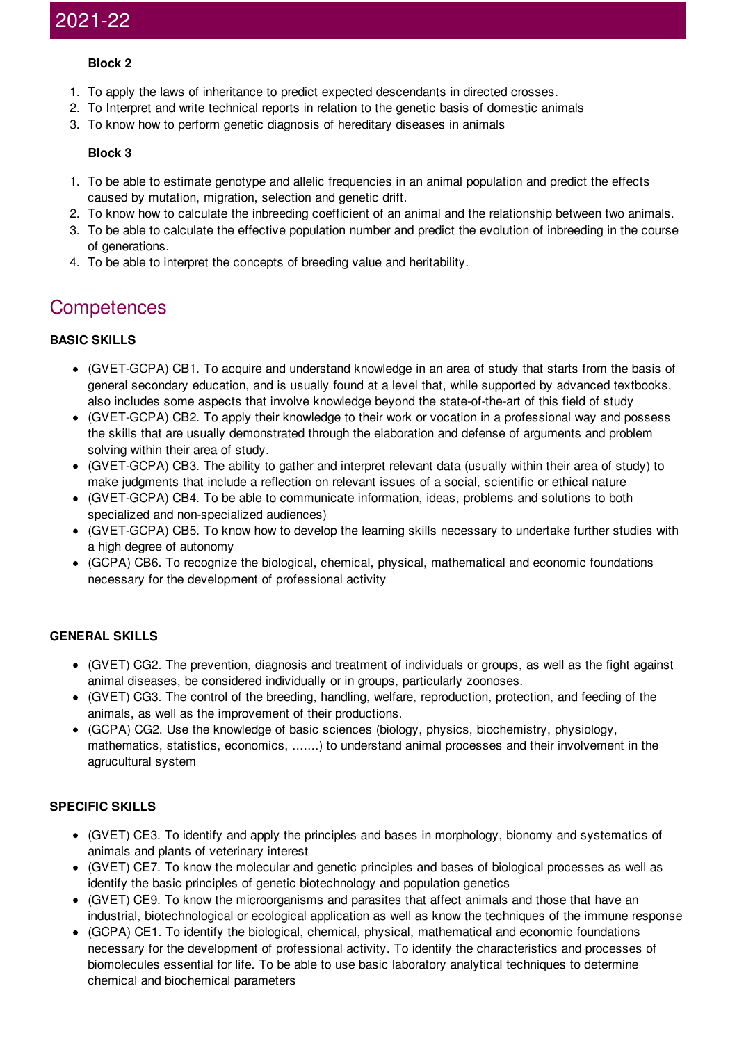**Block 2**

1. To apply the laws of inheritance to predict expected descendants in directed crosses.
2. To Interpret and write technical reports in relation to the genetic basis of domestic animals
3. To know how to perform genetic diagnosis of hereditary diseases in animals

**Block 3**

1. To be able to estimate genotype and allelic frequencies in an animal population and predict the effects caused by mutation, migration, selection and genetic drift.
2. To know how to calculate the inbreeding coefficient of an animal and the relationship between two animals.
3. To be able to calculate the effective population number and predict the evolution of inbreeding in the course of generations.
4. To be able to interpret the concepts of breeding value and heritability.

## Competences

**BASIC SKILLS**

- (GVET-GCPA) CB1. To acquire and understand knowledge in an area of study that starts from the basis of general secondary education, and is usually found at a level that, while supported by advanced textbooks, also includes some aspects that involve knowledge beyond the state-of-the-art of this field of study
- (GVET-GCPA) CB2. To apply their knowledge to their work or vocation in a professional way and possess the skills that are usually demonstrated through the elaboration and defense of arguments and problem solving within their area of study.
- (GVET-GCPA) CB3. The ability to gather and interpret relevant data (usually within their area of study) to make judgments that include a reflection on relevant issues of a social, scientific or ethical nature
- (GVET-GCPA) CB4. To be able to communicate information, ideas, problems and solutions to both specialized and non-specialized audiences)
- (GVET-GCPA) CB5. To know how to develop the learning skills necessary to undertake further studies with a high degree of autonomy
- (GCPA) CB6. To recognize the biological, chemical, physical, mathematical and economic foundations necessary for the development of professional activity

**GENERAL SKILLS**

- (GVET) CG2. The prevention, diagnosis and treatment of individuals or groups, as well as the fight against animal diseases, be considered individually or in groups, particularly zoonoses.
- (GVET) CG3. The control of the breeding, handling, welfare, reproduction, protection, and feeding of the animals, as well as the improvement of their productions.
- (GCPA) CG2. Use the knowledge of basic sciences (biology, physics, biochemistry, physiology, mathematics, statistics, economics, .......) to understand animal processes and their involvement in the agrucultural system

**SPECIFIC SKILLS**

- (GVET) CE3. To identify and apply the principles and bases in morphology, bionomy and systematics of animals and plants of veterinary interest
- (GVET) CE7. To know the molecular and genetic principles and bases of biological processes as well as identify the basic principles of genetic biotechnology and population genetics
- (GVET) CE9. To know the microorganisms and parasites that affect animals and those that have an industrial, biotechnological or ecological application as well as know the techniques of the immune response
- (GCPA) CE1. To identify the biological, chemical, physical, mathematical and economic foundations necessary for the development of professional activity. To identify the characteristics and processes of biomolecules essential for life. To be able to use basic laboratory analytical techniques to determine chemical and biochemical parameters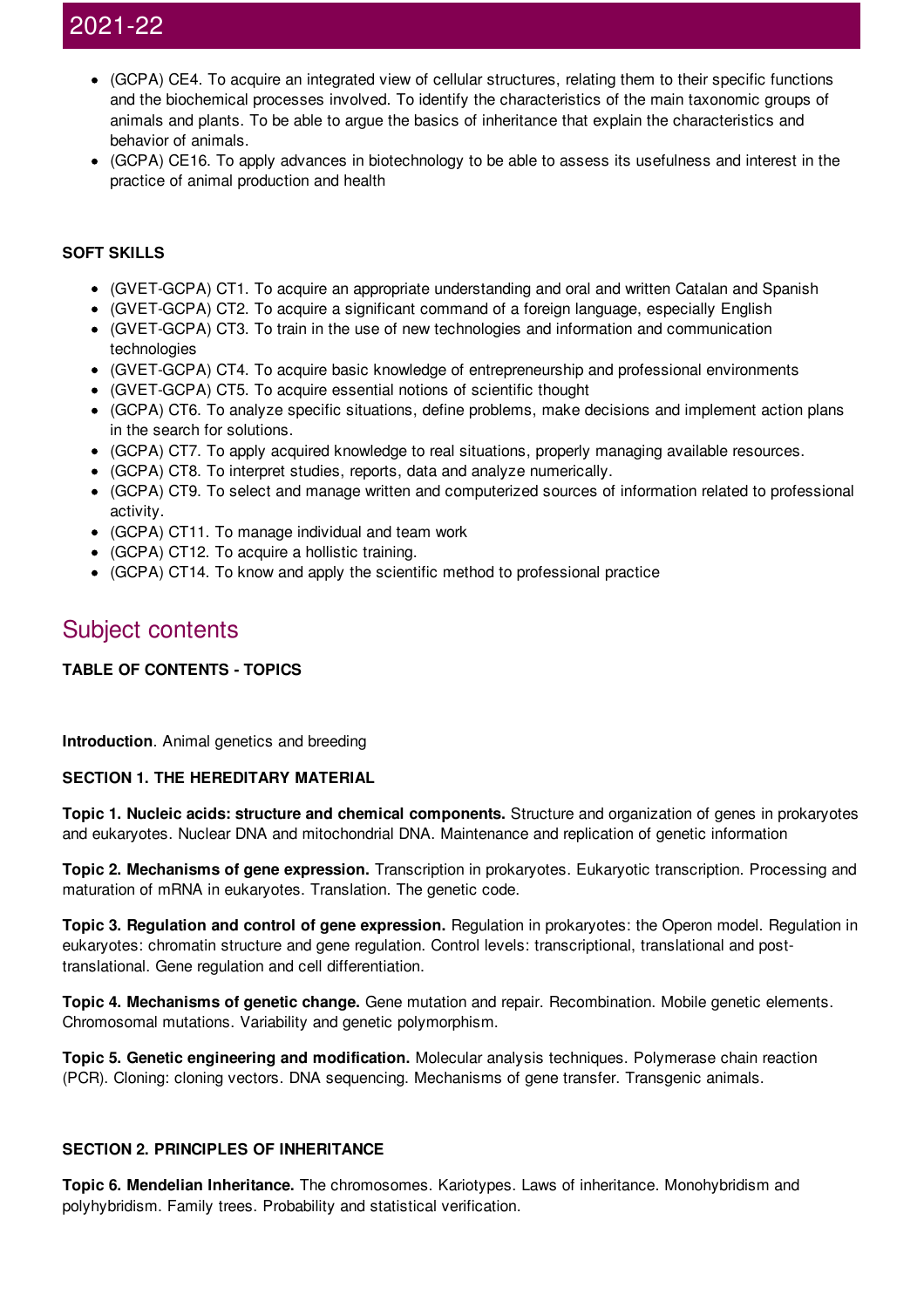- (GCPA) CE4. To acquire an integrated view of cellular structures, relating them to their specific functions and the biochemical processes involved. To identify the characteristics of the main taxonomic groups of animals and plants. To be able to argue the basics of inheritance that explain the characteristics and behavior of animals.
- (GCPA) CE16. To apply advances in biotechnology to be able to assess its usefulness and interest in the practice of animal production and health

**SOFT SKILLS**

- (GVET-GCPA) CT1. To acquire an appropriate understanding and oral and written Catalan and Spanish
- (GVET-GCPA) CT2. To acquire a significant command of a foreign language, especially English
- (GVET-GCPA) CT3. To train in the use of new technologies and information and communication technologies
- (GVET-GCPA) CT4. To acquire basic knowledge of entrepreneurship and professional environments
- (GVET-GCPA) CT5. To acquire essential notions of scientific thought
- (GCPA) CT6. To analyze specific situations, define problems, make decisions and implement action plans in the search for solutions.
- (GCPA) CT7. To apply acquired knowledge to real situations, properly managing available resources.
- (GCPA) CT8. To interpret studies, reports, data and analyze numerically.
- (GCPA) CT9. To select and manage written and computerized sources of information related to professional activity.
- (GCPA) CT11. To manage individual and team work
- (GCPA) CT12. To acquire a hollistic training.
- (GCPA) CT14. To know and apply the scientific method to professional practice

## Subject contents

**TABLE OF CONTENTS - TOPICS**

**Introduction**. Animal genetics and breeding

**SECTION 1. THE HEREDITARY MATERIAL**

**Topic 1. Nucleic acids: structure and chemical components.** Structure and organization of genes in prokaryotes and eukaryotes. Nuclear DNA and mitochondrial DNA. Maintenance and replication of genetic information

**Topic 2. Mechanisms of gene expression.** Transcription in prokaryotes. Eukaryotic transcription. Processing and maturation of mRNA in eukaryotes. Translation. The genetic code.

**Topic 3. Regulation and control of gene expression.** Regulation in prokaryotes: the Operon model. Regulation in eukaryotes: chromatin structure and gene regulation. Control levels: transcriptional, translational and post-translational. Gene regulation and cell differentiation.

**Topic 4. Mechanisms of genetic change.** Gene mutation and repair. Recombination. Mobile genetic elements. Chromosomal mutations. Variability and genetic polymorphism.

**Topic 5. Genetic engineering and modification.** Molecular analysis techniques. Polymerase chain reaction (PCR). Cloning: cloning vectors. DNA sequencing. Mechanisms of gene transfer. Transgenic animals.

**SECTION 2. PRINCIPLES OF INHERITANCE**

**Topic 6. Mendelian Inheritance.** The chromosomes. Karyotypes. Laws of inheritance. Monohybridism and polyhybridism. Family trees. Probability and statistical verification.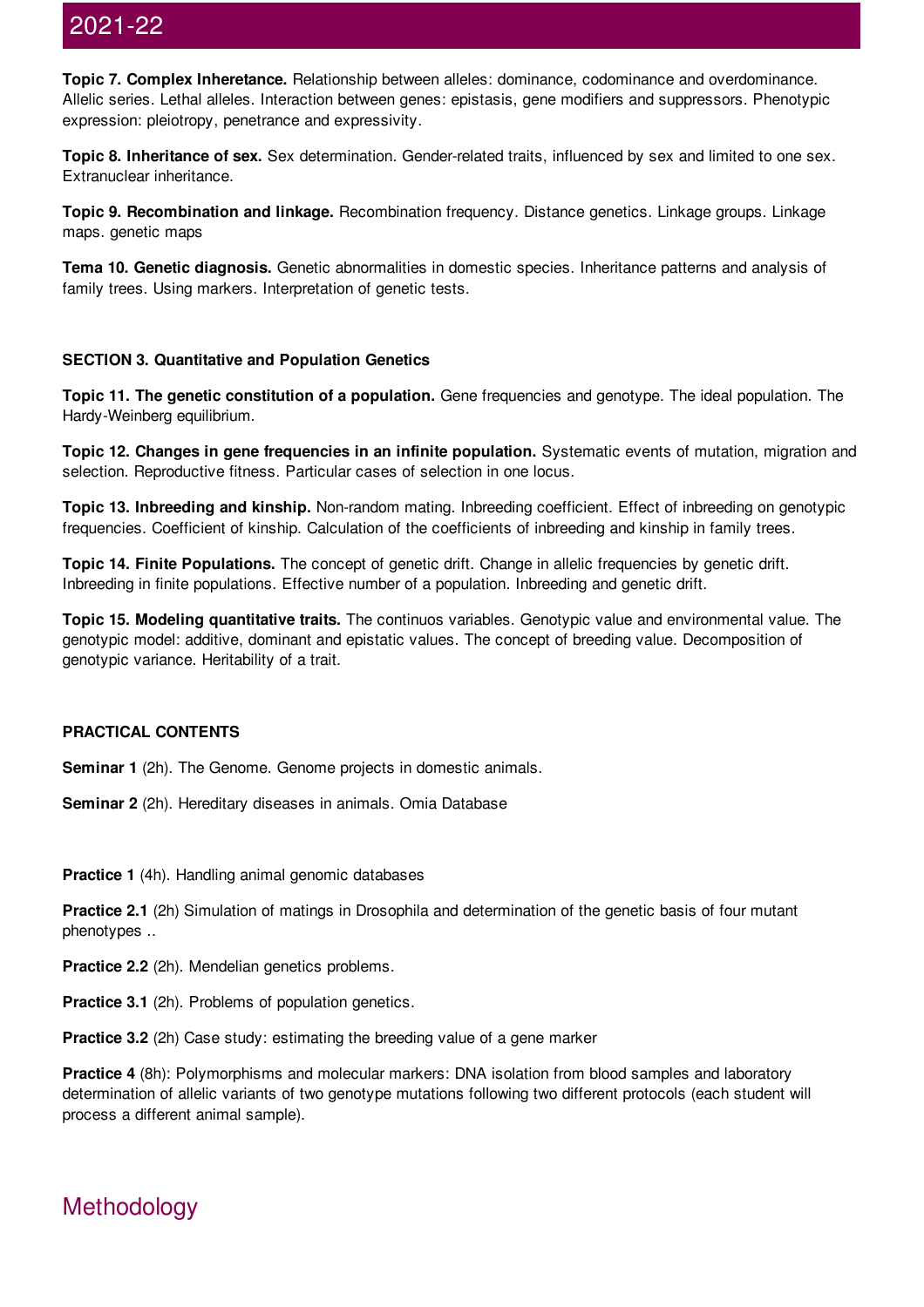**Topic 7. Complex Inheretance.** Relationship between alleles: dominance, codominance and overdominance. Allelic series. Lethal alleles. Interaction between genes: epistasis, gene modifiers and suppressors. Phenotypic expression: pleiotropy, penetrance and expressivity.

**Topic 8. Inheritance of sex.** Sex determination. Gender-related traits, influenced by sex and limited to one sex. Extranuclear inheritance.

**Topic 9. Recombination and linkage.** Recombination frequency. Distance genetics. Linkage groups. Linkage maps. genetic maps

**Tema 10. Genetic diagnosis.** Genetic abnormalities in domestic species. Inheritance patterns and analysis of family trees. Using markers. Interpretation of genetic tests.

**SECTION 3. Quantitative and Population Genetics**

**Topic 11. The genetic constitution of a population.** Gene frequencies and genotype. The ideal population. The Hardy-Weinberg equilibrium.

**Topic 12. Changes in gene frequencies in an infinite population.** Systematic events of mutation, migration and selection. Reproductive fitness. Particular cases of selection in one locus.

**Topic 13. Inbreeding and kinship.** Non-random mating. Inbreeding coefficient. Effect of inbreeding on genotypic frequencies. Coefficient of kinship. Calculation of the coefficients of inbreeding and kinship in family trees.

**Topic 14. Finite Populations.** The concept of genetic drift. Change in allelic frequencies by genetic drift. Inbreeding in finite populations. Effective number of a population. Inbreeding and genetic drift.

**Topic 15. Modeling quantitative traits.** The continuos variables. Genotypic value and environmental value. The genotypic model: additive, dominant and epistatic values. The concept of breeding value. Decomposition of genotypic variance. Heritability of a trait.

**PRACTICAL CONTENTS**

**Seminar 1** (2h). The Genome. Genome projects in domestic animals.

**Seminar 2** (2h). Hereditary diseases in animals. Omia Database

**Practice 1** (4h). Handling animal genomic databases

**Practice 2.1** (2h) Simulation of matings in Drosophila and determination of the genetic basis of four mutant phenotypes ..

**Practice 2.2** (2h). Mendelian genetics problems.

**Practice 3.1** (2h). Problems of population genetics.

**Practice 3.2** (2h) Case study: estimating the breeding value of a gene marker

**Practice 4** (8h): Polymorphisms and molecular markers: DNA isolation from blood samples and laboratory determination of allelic variants of two genotype mutations following two different protocols (each student will process a different animal sample).

## Methodology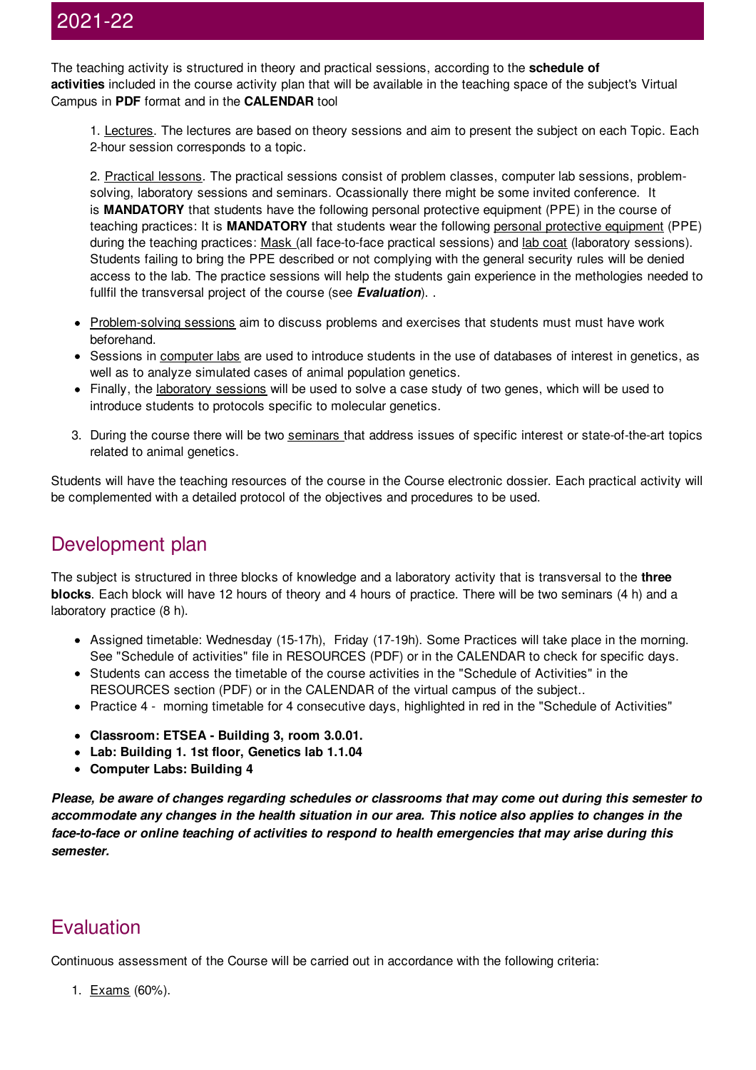## 2021-22

The teaching activity is structured in theory and practical sessions, according to the **schedule of activities** included in the course activity plan that will be available in the teaching space of the subject's Virtual Campus in **PDF** format and in the **CALENDAR** tool

1. Lectures. The lectures are based on theory sessions and aim to present the subject on each Topic. Each 2-hour session corresponds to a topic.

2. Practical lessons. The practical sessions consist of problem classes, computer lab sessions, problem-solving, laboratory sessions and seminars. Ocassionally there might be some invited conference. It is **MANDATORY** that students have the following personal protective equipment (PPE) in the course of teaching practices: It is **MANDATORY** that students wear the following personal protective equipment (PPE) during the teaching practices: Mask (all face-to-face practical sessions) and lab coat (laboratory sessions). Students failing to bring the PPE described or not complying with the general security rules will be denied access to the lab. The practice sessions will help the students gain experience in the methologies needed to fullfil the transversal project of the course (see ***Evaluation***). .

- Problem-solving sessions aim to discuss problems and exercises that students must must have work beforehand.
- Sessions in computer labs are used to introduce students in the use of databases of interest in genetics, as well as to analyze simulated cases of animal population genetics.
- Finally, the laboratory sessions will be used to solve a case study of two genes, which will be used to introduce students to protocols specific to molecular genetics.

3. During the course there will be two seminars that address issues of specific interest or state-of-the-art topics related to animal genetics.

Students will have the teaching resources of the course in the Course electronic dossier. Each practical activity will be complemented with a detailed protocol of the objectives and procedures to be used.

## Development plan

The subject is structured in three blocks of knowledge and a laboratory activity that is transversal to the **three blocks**. Each block will have 12 hours of theory and 4 hours of practice. There will be two seminars (4 h) and a laboratory practice (8 h).

- Assigned timetable: Wednesday (15-17h), Friday (17-19h). Some Practices will take place in the morning. See "Schedule of activities" file in RESOURCES (PDF) or in the CALENDAR to check for specific days.
- Students can access the timetable of the course activities in the "Schedule of Activities" in the RESOURCES section (PDF) or in the CALENDAR of the virtual campus of the subject..
- Practice 4 - morning timetable for 4 consecutive days, highlighted in red in the "Schedule of Activities"

- **Classroom: ETSEA - Building 3, room 3.0.01.**
- **Lab: Building 1. 1st floor, Genetics lab 1.1.04**
- **Computer Labs: Building 4**

***Please, be aware of changes regarding schedules or classrooms that may come out during this semester to accommodate any changes in the health situation in our area. This notice also applies to changes in the face-to-face or online teaching of activities to respond to health emergencies that may arise during this semester.***

## Evaluation

Continuous assessment of the Course will be carried out in accordance with the following criteria:

1. Exams (60%).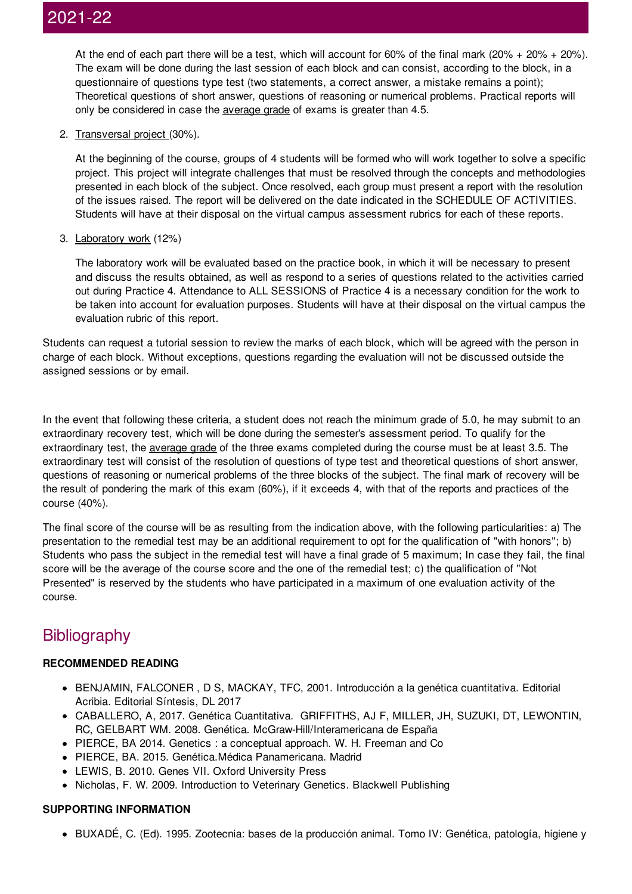At the end of each part there will be a test, which will account for 60% of the final mark (20% + 20% + 20%). The exam will be done during the last session of each block and can consist, according to the block, in a questionnaire of questions type test (two statements, a correct answer, a mistake remains a point); Theoretical questions of short answer, questions of reasoning or numerical problems. Practical reports will only be considered in case the average grade of exams is greater than 4.5.

2. Transversal project (30%).

   At the beginning of the course, groups of 4 students will be formed who will work together to solve a specific project. This project will integrate challenges that must be resolved through the concepts and methodologies presented in each block of the subject. Once resolved, each group must present a report with the resolution of the issues raised. The report will be delivered on the date indicated in the SCHEDULE OF ACTIVITIES. Students will have at their disposal on the virtual campus assessment rubrics for each of these reports.

3. Laboratory work (12%)

   The laboratory work will be evaluated based on the practice book, in which it will be necessary to present and discuss the results obtained, as well as respond to a series of questions related to the activities carried out during Practice 4. Attendance to ALL SESSIONS of Practice 4 is a necessary condition for the work to be taken into account for evaluation purposes. Students will have at their disposal on the virtual campus the evaluation rubric of this report.

Students can request a tutorial session to review the marks of each block, which will be agreed with the person in charge of each block. Without exceptions, questions regarding the evaluation will not be discussed outside the assigned sessions or by email.

In the event that following these criteria, a student does not reach the minimum grade of 5.0, he may submit to an extraordinary recovery test, which will be done during the semester's assessment period. To qualify for the extraordinary test, the average grade of the three exams completed during the course must be at least 3.5. The extraordinary test will consist of the resolution of questions of type test and theoretical questions of short answer, questions of reasoning or numerical problems of the three blocks of the subject. The final mark of recovery will be the result of pondering the mark of this exam (60%), if it exceeds 4, with that of the reports and practices of the course (40%).

The final score of the course will be as resulting from the indication above, with the following particularities: a) The presentation to the remedial test may be an additional requirement to opt for the qualification of "with honors"; b) Students who pass the subject in the remedial test will have a final grade of 5 maximum; In case they fail, the final score will be the average of the course score and the one of the remedial test; c) the qualification of "Not Presented" is reserved by the students who have participated in a maximum of one evaluation activity of the course.

## Bibliography

**RECOMMENDED READING**

- BENJAMIN, FALCONER , D S, MACKAY, TFC, 2001. Introducción a la genética cuantitativa. Editorial Acribia. Editorial Síntesis, DL 2017
- CABALLERO, A, 2017. Genética Cuantitativa. GRIFFITHS, AJ F, MILLER, JH, SUZUKI, DT, LEWONTIN, RC, GELBART WM. 2008. Genética. McGraw-Hill/Interamericana de España
- PIERCE, BA 2014. Genetics : a conceptual approach. W. H. Freeman and Co
- PIERCE, BA. 2015. Genética.Médica Panamericana. Madrid
- LEWIS, B. 2010. Genes VII. Oxford University Press
- Nicholas, F. W. 2009. Introduction to Veterinary Genetics. Blackwell Publishing

**SUPPORTING INFORMATION**

- BUXADÉ, C. (Ed). 1995. Zootecnia: bases de la producción animal. Tomo IV: Genética, patología, higiene y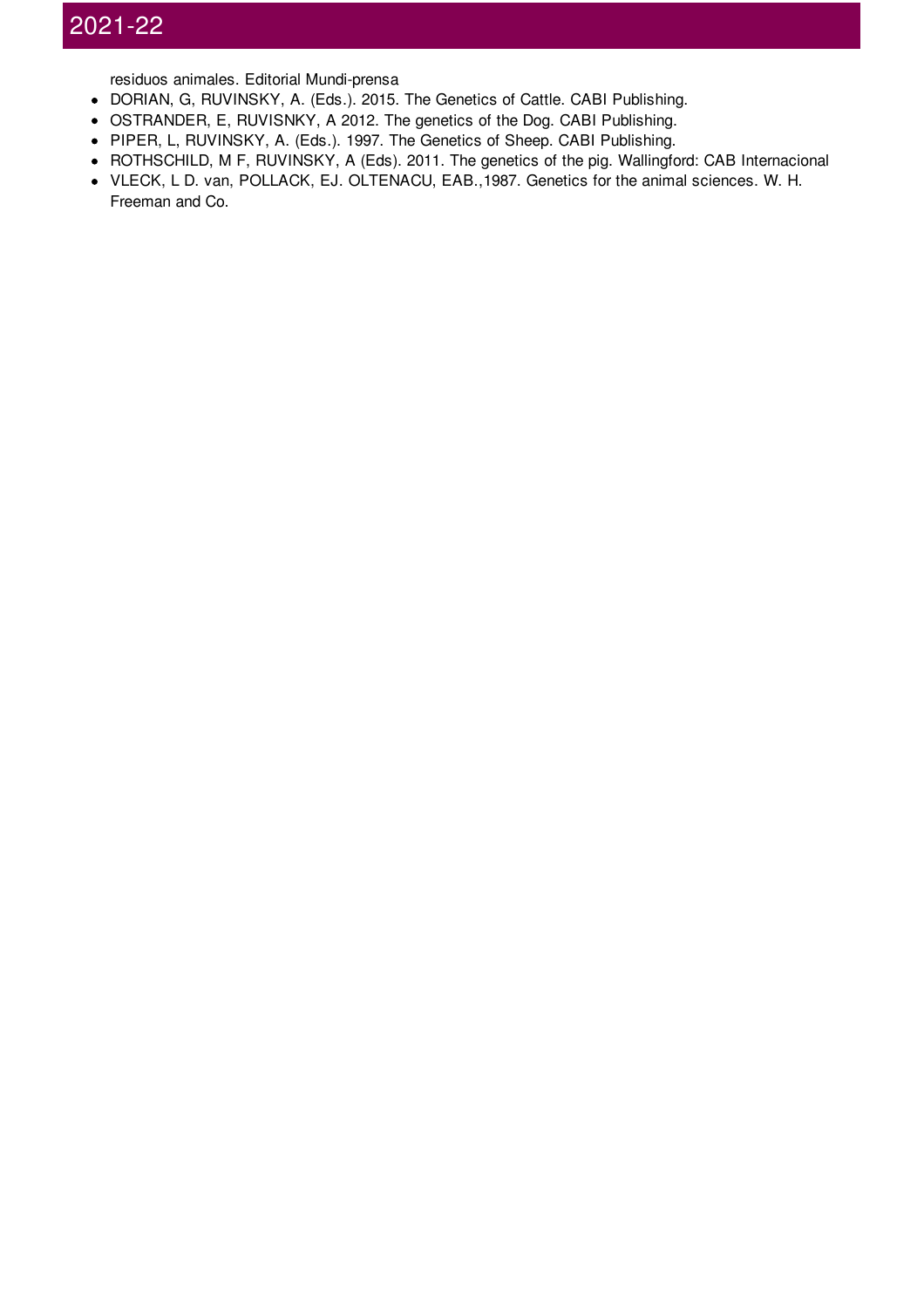residuos animales. Editorial Mundi-prensa

- DORIAN, G, RUVINSKY, A. (Eds.). 2015. The Genetics of Cattle. CABI Publishing.
- OSTRANDER, E, RUVISNKY, A 2012. The genetics of the Dog. CABI Publishing.
- PIPER, L, RUVINSKY, A. (Eds.). 1997. The Genetics of Sheep. CABI Publishing.
- ROTHSCHILD, M F, RUVINSKY, A (Eds). 2011. The genetics of the pig. Wallingford: CAB Internacional
- VLECK, L D. van, POLLACK, EJ. OLTENACU, EAB.,1987. Genetics for the animal sciences. W. H. Freeman and Co.